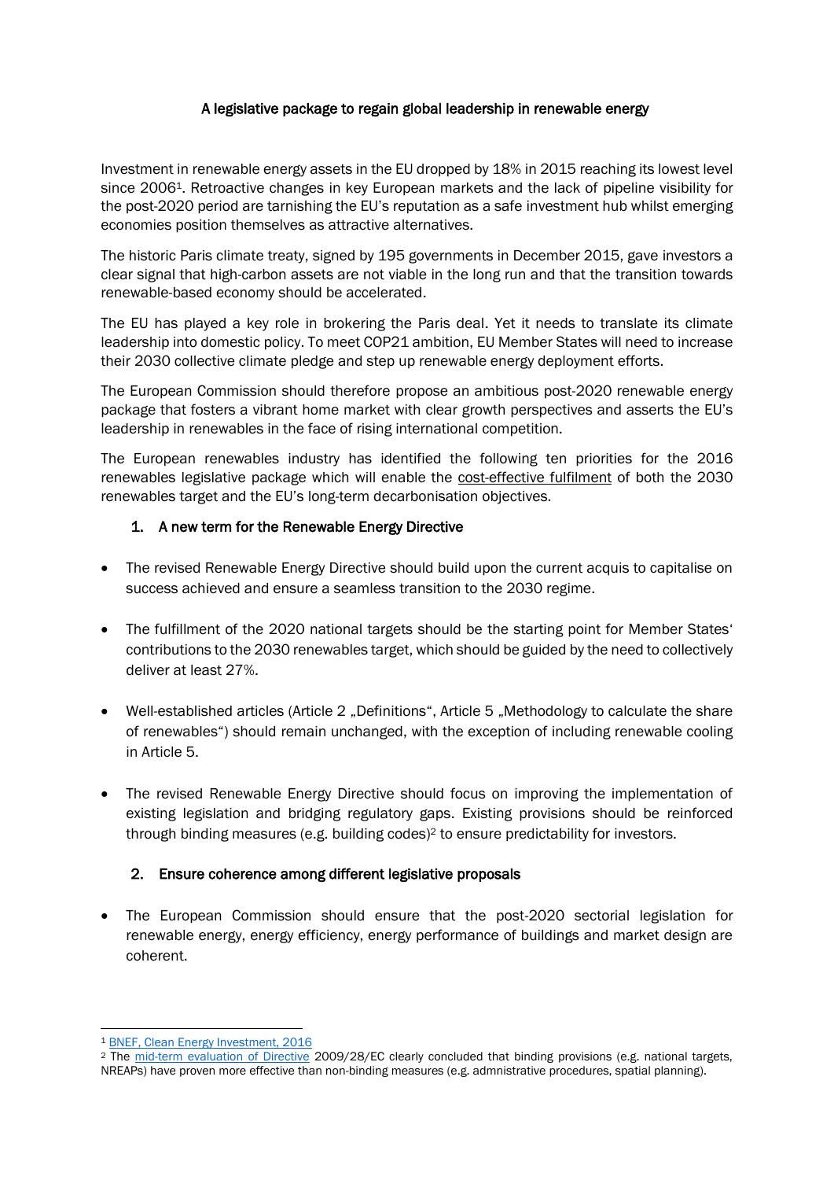# A legislative package to regain global leadership in renewable energy

Investment in renewable energy assets in the EU dropped by 18% in 2015 reaching its lowest level since 2006[1]. Retroactive changes in key European markets and the lack of pipeline visibility for the post-2020 period are tarnishing the EU's reputation as a safe investment hub whilst emerging economies position themselves as attractive alternatives.

The historic Paris climate treaty, signed by 195 governments in December 2015, gave investors a clear signal that high-carbon assets are not viable in the long run and that the transition towards renewable-based economy should be accelerated.

The EU has played a key role in brokering the Paris deal. Yet it needs to translate its climate leadership into domestic policy. To meet COP21 ambition, EU Member States will need to increase their 2030 collective climate pledge and step up renewable energy deployment efforts.

The European Commission should therefore propose an ambitious post-2020 renewable energy package that fosters a vibrant home market with clear growth perspectives and asserts the EU's leadership in renewables in the face of rising international competition.

The European renewables industry has identified the following ten priorities for the 2016 renewables legislative package which will enable the cost-effective fulfilment of both the 2030 renewables target and the EU's long-term decarbonisation objectives.

## 1. A new term for the Renewable Energy Directive

- The revised Renewable Energy Directive should build upon the current acquis to capitalise on success achieved and ensure a seamless transition to the 2030 regime.
- The fulfillment of the 2020 national targets should be the starting point for Member States' contributions to the 2030 renewables target, which should be guided by the need to collectively deliver at least 27%.
- Well-established articles (Article 2 „Definitions", Article 5 „Methodology to calculate the share of renewables") should remain unchanged, with the exception of including renewable cooling in Article 5.
- The revised Renewable Energy Directive should focus on improving the implementation of existing legislation and bridging regulatory gaps. Existing provisions should be reinforced through binding measures (e.g. building codes)[2] to ensure predictability for investors.

## 2. Ensure coherence among different legislative proposals

- The European Commission should ensure that the post-2020 sectorial legislation for renewable energy, energy efficiency, energy performance of buildings and market design are coherent.

---

[1] BNEF, Clean Energy Investment, 2016

[2] The mid-term evaluation of Directive 2009/28/EC clearly concluded that binding provisions (e.g. national targets, NREAPs) have proven more effective than non-binding measures (e.g. admnistrative procedures, spatial planning).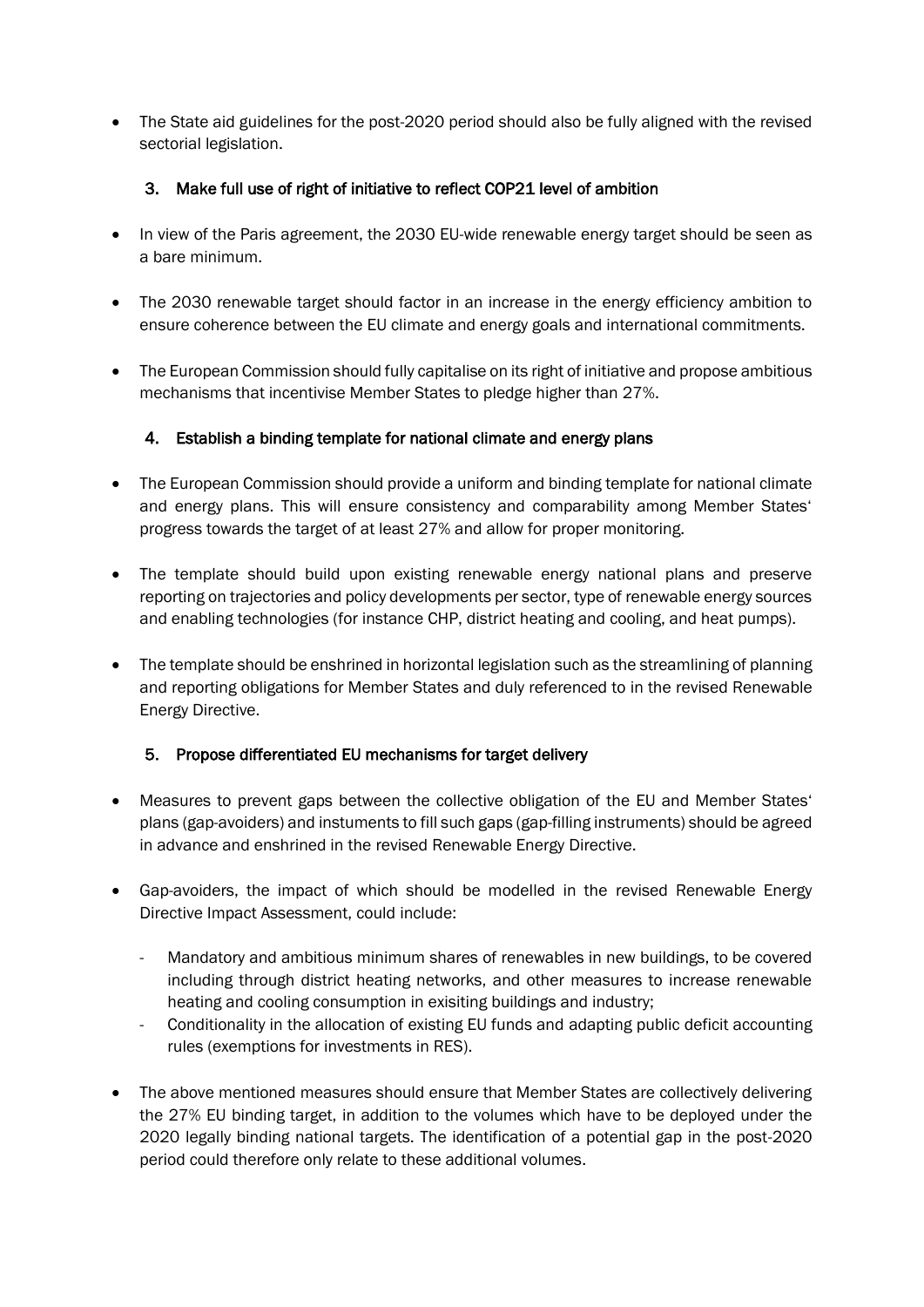- The State aid guidelines for the post-2020 period should also be fully aligned with the revised sectorial legislation.

### 3. Make full use of right of initiative to reflect COP21 level of ambition

- In view of the Paris agreement, the 2030 EU-wide renewable energy target should be seen as a bare minimum.
- The 2030 renewable target should factor in an increase in the energy efficiency ambition to ensure coherence between the EU climate and energy goals and international commitments.
- The European Commission should fully capitalise on its right of initiative and propose ambitious mechanisms that incentivise Member States to pledge higher than 27%.

### 4. Establish a binding template for national climate and energy plans

- The European Commission should provide a uniform and binding template for national climate and energy plans. This will ensure consistency and comparability among Member States' progress towards the target of at least 27% and allow for proper monitoring.
- The template should build upon existing renewable energy national plans and preserve reporting on trajectories and policy developments per sector, type of renewable energy sources and enabling technologies (for instance CHP, district heating and cooling, and heat pumps).
- The template should be enshrined in horizontal legislation such as the streamlining of planning and reporting obligations for Member States and duly referenced to in the revised Renewable Energy Directive.

### 5. Propose differentiated EU mechanisms for target delivery

- Measures to prevent gaps between the collective obligation of the EU and Member States' plans (gap-avoiders) and instuments to fill such gaps (gap-filling instruments) should be agreed in advance and enshrined in the revised Renewable Energy Directive.
- Gap-avoiders, the impact of which should be modelled in the revised Renewable Energy Directive Impact Assessment, could include:
  - Mandatory and ambitious minimum shares of renewables in new buildings, to be covered including through district heating networks, and other measures to increase renewable heating and cooling consumption in exisiting buildings and industry;
  - Conditionality in the allocation of existing EU funds and adapting public deficit accounting rules (exemptions for investments in RES).
- The above mentioned measures should ensure that Member States are collectively delivering the 27% EU binding target, in addition to the volumes which have to be deployed under the 2020 legally binding national targets. The identification of a potential gap in the post-2020 period could therefore only relate to these additional volumes.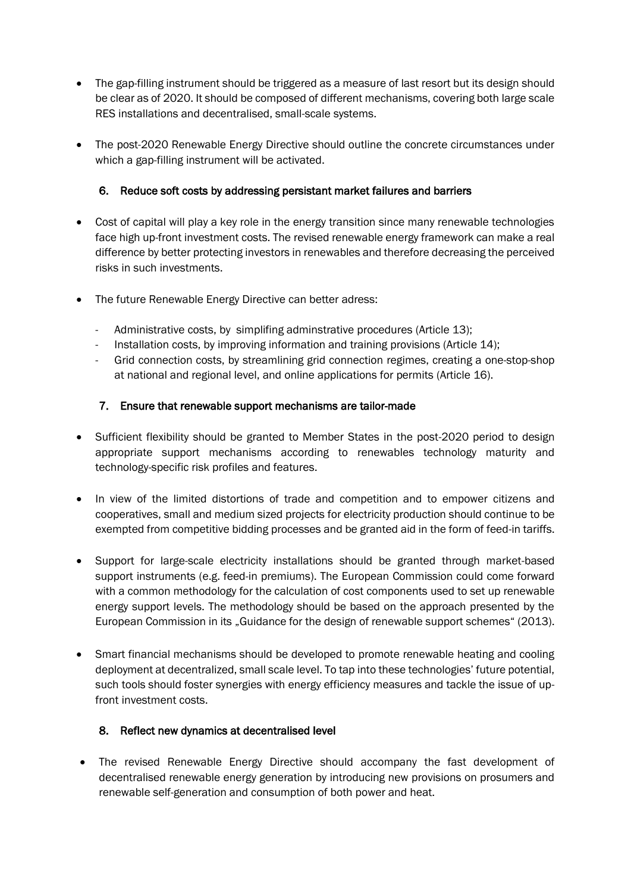- The gap-filling instrument should be triggered as a measure of last resort but its design should be clear as of 2020. It should be composed of different mechanisms, covering both large scale RES installations and decentralised, small-scale systems.

- The post-2020 Renewable Energy Directive should outline the concrete circumstances under which a gap-filling instrument will be activated.

### 6. Reduce soft costs by addressing persistant market failures and barriers

- Cost of capital will play a key role in the energy transition since many renewable technologies face high up-front investment costs. The revised renewable energy framework can make a real difference by better protecting investors in renewables and therefore decreasing the perceived risks in such investments.

- The future Renewable Energy Directive can better adress:
  - Administrative costs, by simplifing adminstrative procedures (Article 13);
  - Installation costs, by improving information and training provisions (Article 14);
  - Grid connection costs, by streamlining grid connection regimes, creating a one-stop-shop at national and regional level, and online applications for permits (Article 16).

### 7. Ensure that renewable support mechanisms are tailor-made

- Sufficient flexibility should be granted to Member States in the post-2020 period to design appropriate support mechanisms according to renewables technology maturity and technology-specific risk profiles and features.

- In view of the limited distortions of trade and competition and to empower citizens and cooperatives, small and medium sized projects for electricity production should continue to be exempted from competitive bidding processes and be granted aid in the form of feed-in tariffs.

- Support for large-scale electricity installations should be granted through market-based support instruments (e.g. feed-in premiums). The European Commission could come forward with a common methodology for the calculation of cost components used to set up renewable energy support levels. The methodology should be based on the approach presented by the European Commission in its „Guidance for the design of renewable support schemes" (2013).

- Smart financial mechanisms should be developed to promote renewable heating and cooling deployment at decentralized, small scale level. To tap into these technologies' future potential, such tools should foster synergies with energy efficiency measures and tackle the issue of up-front investment costs.

### 8. Reflect new dynamics at decentralised level

- The revised Renewable Energy Directive should accompany the fast development of decentralised renewable energy generation by introducing new provisions on prosumers and renewable self-generation and consumption of both power and heat.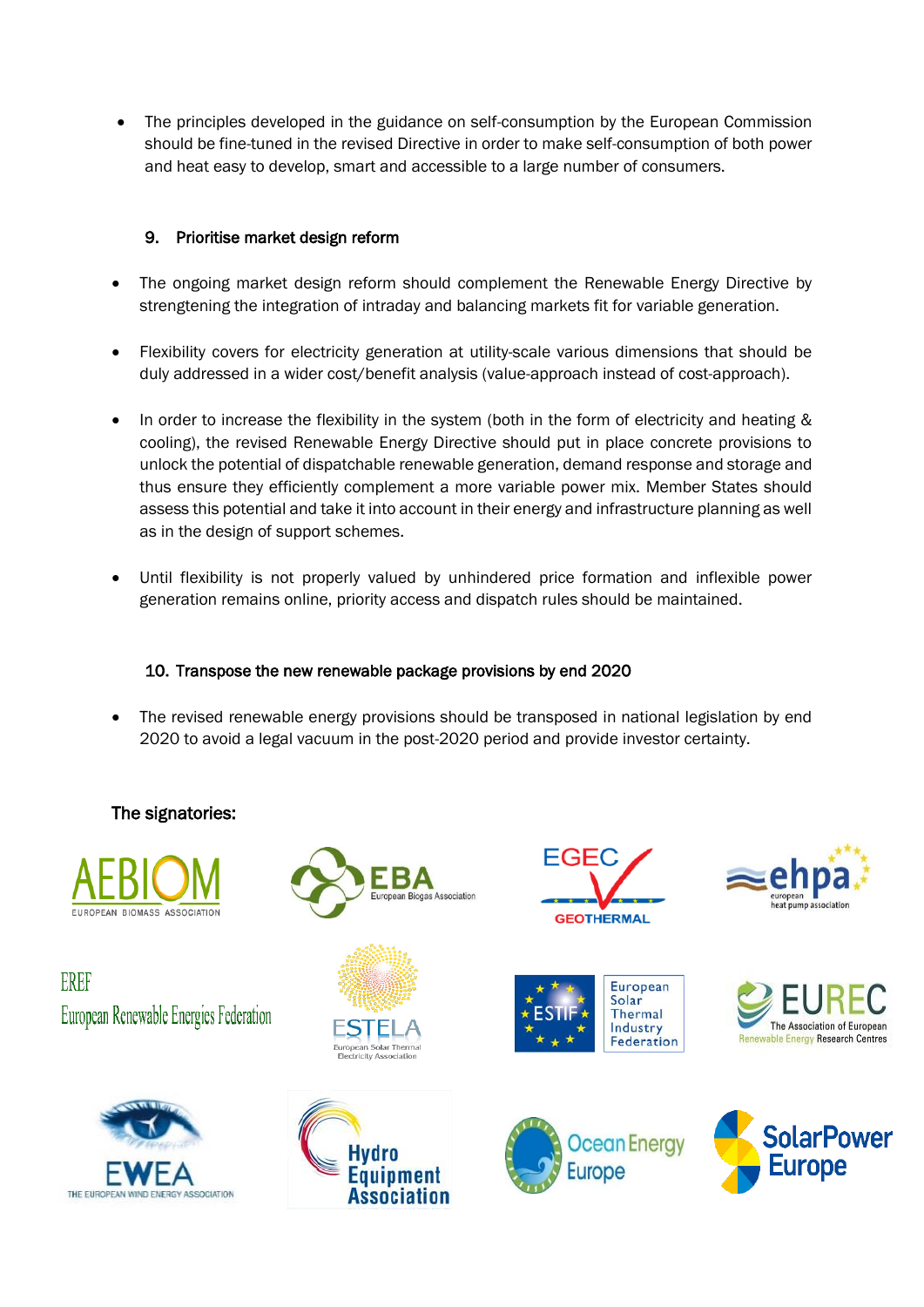- The principles developed in the guidance on self-consumption by the European Commission should be fine-tuned in the revised Directive in order to make self-consumption of both power and heat easy to develop, smart and accessible to a large number of consumers.

### 9. Prioritise market design reform

- The ongoing market design reform should complement the Renewable Energy Directive by strengtening the integration of intraday and balancing markets fit for variable generation.
- Flexibility covers for electricity generation at utility-scale various dimensions that should be duly addressed in a wider cost/benefit analysis (value-approach instead of cost-approach).
- In order to increase the flexibility in the system (both in the form of electricity and heating & cooling), the revised Renewable Energy Directive should put in place concrete provisions to unlock the potential of dispatchable renewable generation, demand response and storage and thus ensure they efficiently complement a more variable power mix. Member States should assess this potential and take it into account in their energy and infrastructure planning as well as in the design of support schemes.
- Until flexibility is not properly valued by unhindered price formation and inflexible power generation remains online, priority access and dispatch rules should be maintained.

### 10. Transpose the new renewable package provisions by end 2020

- The revised renewable energy provisions should be transposed in national legislation by end 2020 to avoid a legal vacuum in the post-2020 period and provide investor certainty.

**The signatories:**

AEBIOM – European Biomass Association

EBA – European Biogas Association

EGEC – Geothermal

ehpa – european heat pump association

EREF – European Renewable Energies Federation

ESTELA – European Solar Thermal Electricity Association

ESTIF – European Solar Thermal Industry Federation

EUREC – The Association of European Renewable Energy Research Centres

EWEA – The European Wind Energy Association

Hydro Equipment Association

Ocean Energy Europe

SolarPower Europe